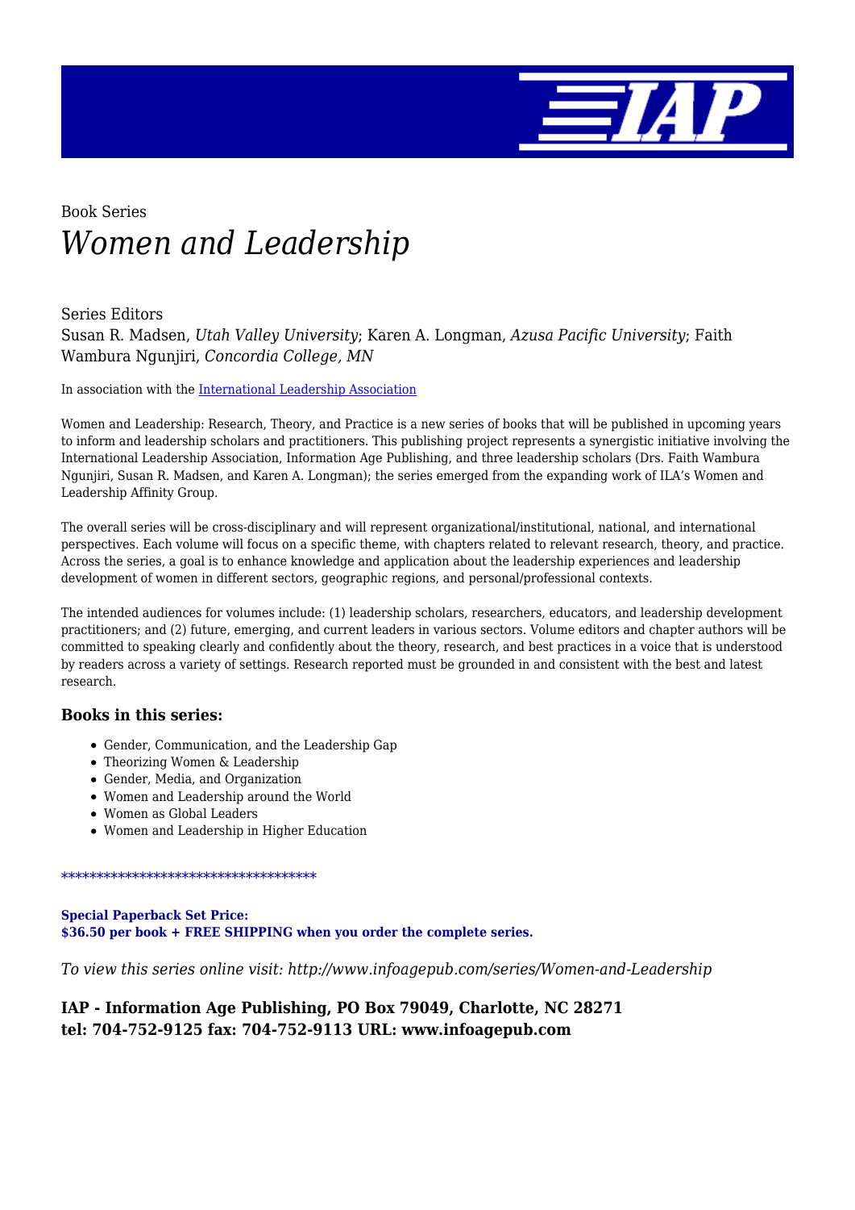Book Series

# *Women and Leadership*

Series Editors
Susan R. Madsen, *Utah Valley University*; Karen A. Longman, *Azusa Pacific University*; Faith Wambura Ngunjiri, *Concordia College, MN*

In association with the [International Leadership Association]

Women and Leadership: Research, Theory, and Practice is a new series of books that will be published in upcoming years to inform and leadership scholars and practitioners. This publishing project represents a synergistic initiative involving the International Leadership Association, Information Age Publishing, and three leadership scholars (Drs. Faith Wambura Ngunjiri, Susan R. Madsen, and Karen A. Longman); the series emerged from the expanding work of ILA's Women and Leadership Affinity Group.

The overall series will be cross-disciplinary and will represent organizational/institutional, national, and international perspectives. Each volume will focus on a specific theme, with chapters related to relevant research, theory, and practice. Across the series, a goal is to enhance knowledge and application about the leadership experiences and leadership development of women in different sectors, geographic regions, and personal/professional contexts.

The intended audiences for volumes include: (1) leadership scholars, researchers, educators, and leadership development practitioners; and (2) future, emerging, and current leaders in various sectors. Volume editors and chapter authors will be committed to speaking clearly and confidently about the theory, research, and best practices in a voice that is understood by readers across a variety of settings. Research reported must be grounded in and consistent with the best and latest research.

### Books in this series:

- Gender, Communication, and the Leadership Gap
- Theorizing Women & Leadership
- Gender, Media, and Organization
- Women and Leadership around the World
- Women as Global Leaders
- Women and Leadership in Higher Education

************************************

**Special Paperback Set Price:**
**$36.50 per book + FREE SHIPPING when you order the complete series.**

*To view this series online visit: http://www.infoagepub.com/series/Women-and-Leadership*

**IAP - Information Age Publishing, PO Box 79049, Charlotte, NC 28271**
**tel: 704-752-9125 fax: 704-752-9113 URL: www.infoagepub.com**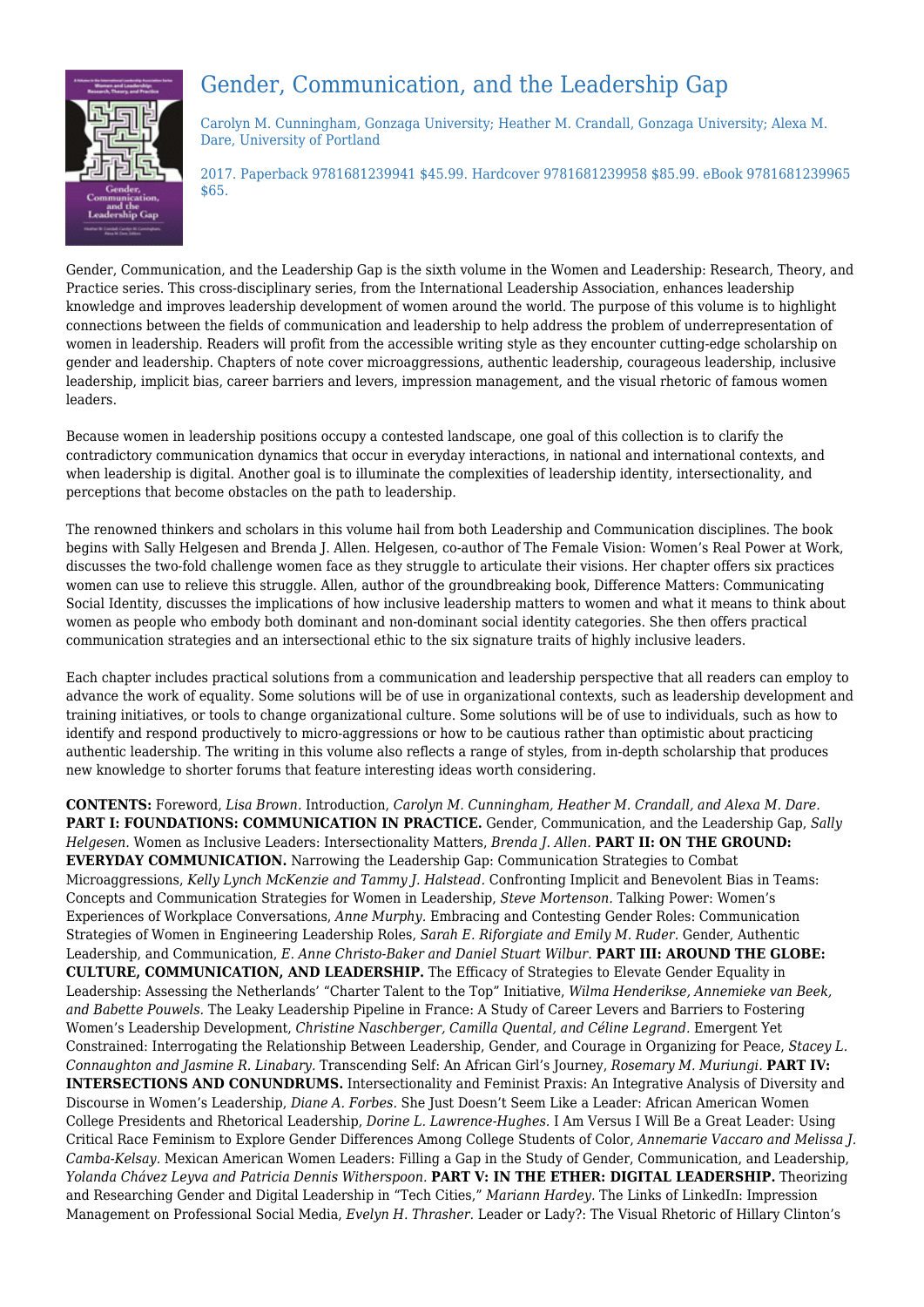# Gender, Communication, and the Leadership Gap

Carolyn M. Cunningham, Gonzaga University; Heather M. Crandall, Gonzaga University; Alexa M. Dare, University of Portland

2017. Paperback 9781681239941 $45.99. Hardcover 9781681239958 $85.99. eBook 9781681239965 $65.

Gender, Communication, and the Leadership Gap is the sixth volume in the Women and Leadership: Research, Theory, and Practice series. This cross-disciplinary series, from the International Leadership Association, enhances leadership knowledge and improves leadership development of women around the world. The purpose of this volume is to highlight connections between the fields of communication and leadership to help address the problem of underrepresentation of women in leadership. Readers will profit from the accessible writing style as they encounter cutting-edge scholarship on gender and leadership. Chapters of note cover microaggressions, authentic leadership, courageous leadership, inclusive leadership, implicit bias, career barriers and levers, impression management, and the visual rhetoric of famous women leaders.

Because women in leadership positions occupy a contested landscape, one goal of this collection is to clarify the contradictory communication dynamics that occur in everyday interactions, in national and international contexts, and when leadership is digital. Another goal is to illuminate the complexities of leadership identity, intersectionality, and perceptions that become obstacles on the path to leadership.

The renowned thinkers and scholars in this volume hail from both Leadership and Communication disciplines. The book begins with Sally Helgesen and Brenda J. Allen. Helgesen, co-author of The Female Vision: Women's Real Power at Work, discusses the two-fold challenge women face as they struggle to articulate their visions. Her chapter offers six practices women can use to relieve this struggle. Allen, author of the groundbreaking book, Difference Matters: Communicating Social Identity, discusses the implications of how inclusive leadership matters to women and what it means to think about women as people who embody both dominant and non-dominant social identity categories. She then offers practical communication strategies and an intersectional ethic to the six signature traits of highly inclusive leaders.

Each chapter includes practical solutions from a communication and leadership perspective that all readers can employ to advance the work of equality. Some solutions will be of use in organizational contexts, such as leadership development and training initiatives, or tools to change organizational culture. Some solutions will be of use to individuals, such as how to identify and respond productively to micro-aggressions or how to be cautious rather than optimistic about practicing authentic leadership. The writing in this volume also reflects a range of styles, from in-depth scholarship that produces new knowledge to shorter forums that feature interesting ideas worth considering.

**CONTENTS:** Foreword, *Lisa Brown.* Introduction, *Carolyn M. Cunningham, Heather M. Crandall, and Alexa M. Dare.* **PART I: FOUNDATIONS: COMMUNICATION IN PRACTICE.** Gender, Communication, and the Leadership Gap, *Sally Helgesen.* Women as Inclusive Leaders: Intersectionality Matters, *Brenda J. Allen.* **PART II: ON THE GROUND: EVERYDAY COMMUNICATION.** Narrowing the Leadership Gap: Communication Strategies to Combat Microaggressions, *Kelly Lynch McKenzie and Tammy J. Halstead.* Confronting Implicit and Benevolent Bias in Teams: Concepts and Communication Strategies for Women in Leadership, *Steve Mortenson.* Talking Power: Women's Experiences of Workplace Conversations, *Anne Murphy.* Embracing and Contesting Gender Roles: Communication Strategies of Women in Engineering Leadership Roles, *Sarah E. Riforgiate and Emily M. Ruder.* Gender, Authentic Leadership, and Communication, *E. Anne Christo-Baker and Daniel Stuart Wilbur.* **PART III: AROUND THE GLOBE: CULTURE, COMMUNICATION, AND LEADERSHIP.** The Efficacy of Strategies to Elevate Gender Equality in Leadership: Assessing the Netherlands' "Charter Talent to the Top" Initiative, *Wilma Henderikse, Annemieke van Beek, and Babette Pouwels.* The Leaky Leadership Pipeline in France: A Study of Career Levers and Barriers to Fostering Women's Leadership Development, *Christine Naschberger, Camilla Quental, and Céline Legrand.* Emergent Yet Constrained: Interrogating the Relationship Between Leadership, Gender, and Courage in Organizing for Peace, *Stacey L. Connaughton and Jasmine R. Linabary.* Transcending Self: An African Girl's Journey, *Rosemary M. Muriungi.* **PART IV: INTERSECTIONS AND CONUNDRUMS.** Intersectionality and Feminist Praxis: An Integrative Analysis of Diversity and Discourse in Women's Leadership, *Diane A. Forbes.* She Just Doesn't Seem Like a Leader: African American Women College Presidents and Rhetorical Leadership, *Dorine L. Lawrence-Hughes.* I Am Versus I Will Be a Great Leader: Using Critical Race Feminism to Explore Gender Differences Among College Students of Color, *Annemarie Vaccaro and Melissa J. Camba-Kelsay.* Mexican American Women Leaders: Filling a Gap in the Study of Gender, Communication, and Leadership, *Yolanda Chávez Leyva and Patricia Dennis Witherspoon.* **PART V: IN THE ETHER: DIGITAL LEADERSHIP.** Theorizing and Researching Gender and Digital Leadership in "Tech Cities," *Mariann Hardey.* The Links of LinkedIn: Impression Management on Professional Social Media, *Evelyn H. Thrasher.* Leader or Lady?: The Visual Rhetoric of Hillary Clinton's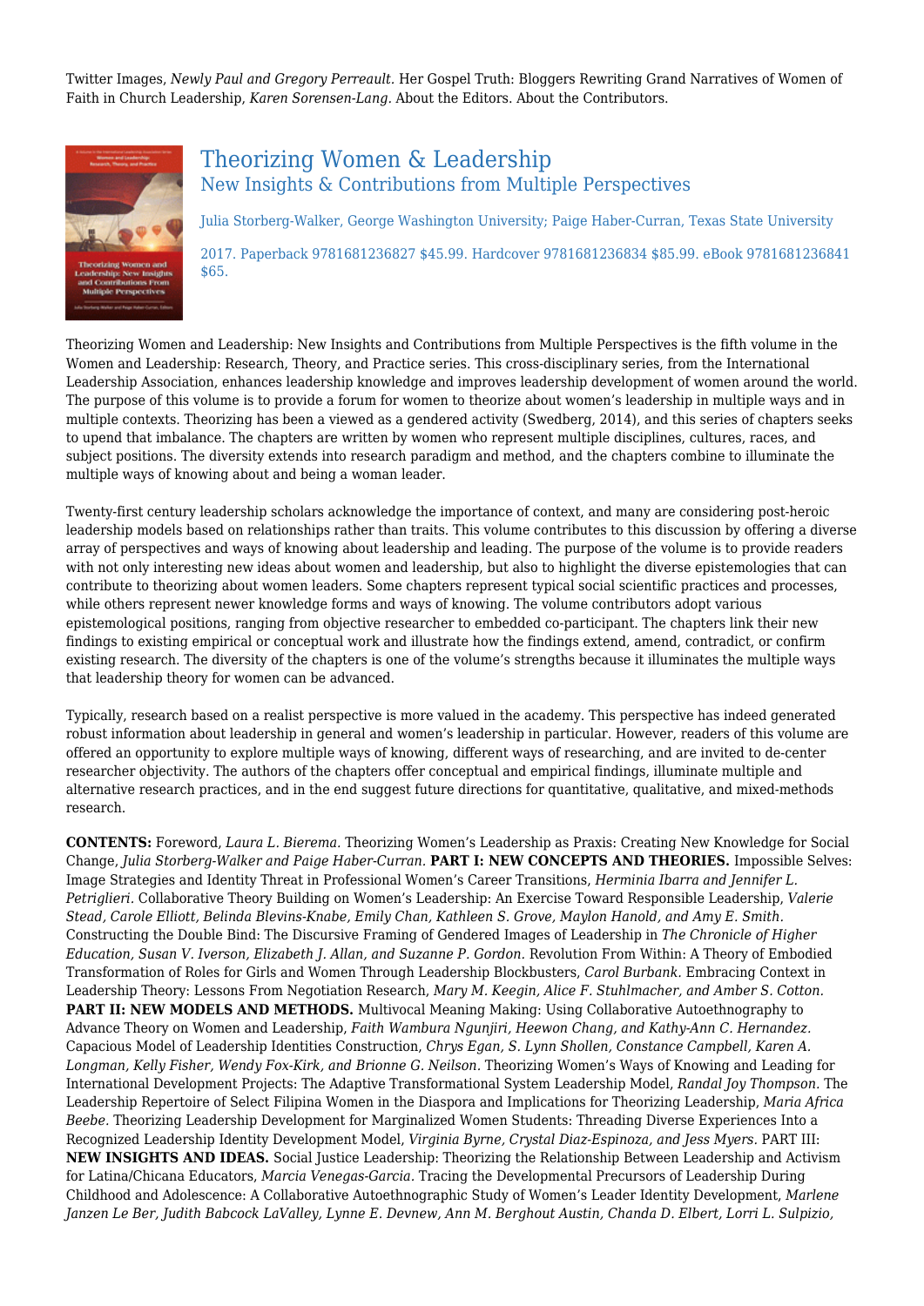Twitter Images, *Newly Paul and Gregory Perreault.* Her Gospel Truth: Bloggers Rewriting Grand Narratives of Women of Faith in Church Leadership, *Karen Sorensen-Lang.* About the Editors. About the Contributors.

## Theorizing Women & Leadership
### New Insights & Contributions from Multiple Perspectives

Julia Storberg-Walker, George Washington University; Paige Haber-Curran, Texas State University

2017. Paperback 9781681236827 $45.99. Hardcover 9781681236834 $85.99. eBook 9781681236841 $65.

Theorizing Women and Leadership: New Insights and Contributions from Multiple Perspectives is the fifth volume in the Women and Leadership: Research, Theory, and Practice series. This cross-disciplinary series, from the International Leadership Association, enhances leadership knowledge and improves leadership development of women around the world. The purpose of this volume is to provide a forum for women to theorize about women's leadership in multiple ways and in multiple contexts. Theorizing has been a viewed as a gendered activity (Swedberg, 2014), and this series of chapters seeks to upend that imbalance. The chapters are written by women who represent multiple disciplines, cultures, races, and subject positions. The diversity extends into research paradigm and method, and the chapters combine to illuminate the multiple ways of knowing about and being a woman leader.

Twenty-first century leadership scholars acknowledge the importance of context, and many are considering post-heroic leadership models based on relationships rather than traits. This volume contributes to this discussion by offering a diverse array of perspectives and ways of knowing about leadership and leading. The purpose of the volume is to provide readers with not only interesting new ideas about women and leadership, but also to highlight the diverse epistemologies that can contribute to theorizing about women leaders. Some chapters represent typical social scientific practices and processes, while others represent newer knowledge forms and ways of knowing. The volume contributors adopt various epistemological positions, ranging from objective researcher to embedded co-participant. The chapters link their new findings to existing empirical or conceptual work and illustrate how the findings extend, amend, contradict, or confirm existing research. The diversity of the chapters is one of the volume's strengths because it illuminates the multiple ways that leadership theory for women can be advanced.

Typically, research based on a realist perspective is more valued in the academy. This perspective has indeed generated robust information about leadership in general and women's leadership in particular. However, readers of this volume are offered an opportunity to explore multiple ways of knowing, different ways of researching, and are invited to de-center researcher objectivity. The authors of the chapters offer conceptual and empirical findings, illuminate multiple and alternative research practices, and in the end suggest future directions for quantitative, qualitative, and mixed-methods research.

**CONTENTS:** Foreword, *Laura L. Bierema.* Theorizing Women's Leadership as Praxis: Creating New Knowledge for Social Change, *Julia Storberg-Walker and Paige Haber-Curran.* **PART I: NEW CONCEPTS AND THEORIES.** Impossible Selves: Image Strategies and Identity Threat in Professional Women's Career Transitions, *Herminia Ibarra and Jennifer L. Petriglieri.* Collaborative Theory Building on Women's Leadership: An Exercise Toward Responsible Leadership, *Valerie Stead, Carole Elliott, Belinda Blevins-Knabe, Emily Chan, Kathleen S. Grove, Maylon Hanold, and Amy E. Smith.* Constructing the Double Bind: The Discursive Framing of Gendered Images of Leadership in *The Chronicle of Higher Education, Susan V. Iverson, Elizabeth J. Allan, and Suzanne P. Gordon.* Revolution From Within: A Theory of Embodied Transformation of Roles for Girls and Women Through Leadership Blockbusters, *Carol Burbank.* Embracing Context in Leadership Theory: Lessons From Negotiation Research, *Mary M. Keegin, Alice F. Stuhlmacher, and Amber S. Cotton.* **PART II: NEW MODELS AND METHODS.** Multivocal Meaning Making: Using Collaborative Autoethnography to Advance Theory on Women and Leadership, *Faith Wambura Ngunjiri, Heewon Chang, and Kathy-Ann C. Hernandez.* Capacious Model of Leadership Identities Construction, *Chrys Egan, S. Lynn Shollen, Constance Campbell, Karen A. Longman, Kelly Fisher, Wendy Fox-Kirk, and Brionne G. Neilson.* Theorizing Women's Ways of Knowing and Leading for International Development Projects: The Adaptive Transformational System Leadership Model, *Randal Joy Thompson.* The Leadership Repertoire of Select Filipina Women in the Diaspora and Implications for Theorizing Leadership, *Maria Africa Beebe.* Theorizing Leadership Development for Marginalized Women Students: Threading Diverse Experiences Into a Recognized Leadership Identity Development Model, *Virginia Byrne, Crystal Diaz-Espinoza, and Jess Myers.* PART III: **NEW INSIGHTS AND IDEAS.** Social Justice Leadership: Theorizing the Relationship Between Leadership and Activism for Latina/Chicana Educators, *Marcia Venegas-Garcia.* Tracing the Developmental Precursors of Leadership During Childhood and Adolescence: A Collaborative Autoethnographic Study of Women's Leader Identity Development, *Marlene Janzen Le Ber, Judith Babcock LaValley, Lynne E. Devnew, Ann M. Berghout Austin, Chanda D. Elbert, Lorri L. Sulpizio,*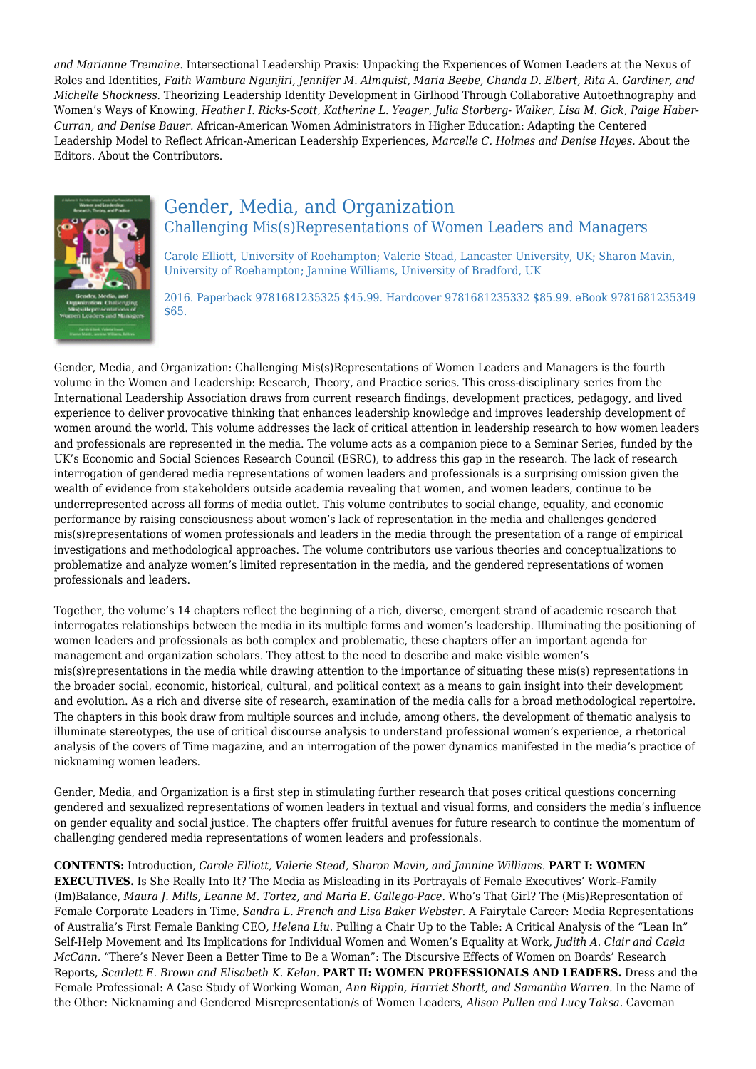*and Marianne Tremaine.* Intersectional Leadership Praxis: Unpacking the Experiences of Women Leaders at the Nexus of Roles and Identities, *Faith Wambura Ngunjiri, Jennifer M. Almquist, Maria Beebe, Chanda D. Elbert, Rita A. Gardiner, and Michelle Shockness.* Theorizing Leadership Identity Development in Girlhood Through Collaborative Autoethnography and Women's Ways of Knowing, *Heather I. Ricks-Scott, Katherine L. Yeager, Julia Storberg- Walker, Lisa M. Gick, Paige Haber-Curran, and Denise Bauer.* African-American Women Administrators in Higher Education: Adapting the Centered Leadership Model to Reflect African-American Leadership Experiences, *Marcelle C. Holmes and Denise Hayes.* About the Editors. About the Contributors.

## Gender, Media, and Organization

### Challenging Mis(s)Representations of Women Leaders and Managers

Carole Elliott, University of Roehampton; Valerie Stead, Lancaster University, UK; Sharon Mavin, University of Roehampton; Jannine Williams, University of Bradford, UK

2016. Paperback 9781681235325 $45.99. Hardcover 9781681235332 $85.99. eBook 9781681235349 $65.

Gender, Media, and Organization: Challenging Mis(s)Representations of Women Leaders and Managers is the fourth volume in the Women and Leadership: Research, Theory, and Practice series. This cross-disciplinary series from the International Leadership Association draws from current research findings, development practices, pedagogy, and lived experience to deliver provocative thinking that enhances leadership knowledge and improves leadership development of women around the world. This volume addresses the lack of critical attention in leadership research to how women leaders and professionals are represented in the media. The volume acts as a companion piece to a Seminar Series, funded by the UK's Economic and Social Sciences Research Council (ESRC), to address this gap in the research. The lack of research interrogation of gendered media representations of women leaders and professionals is a surprising omission given the wealth of evidence from stakeholders outside academia revealing that women, and women leaders, continue to be underrepresented across all forms of media outlet. This volume contributes to social change, equality, and economic performance by raising consciousness about women's lack of representation in the media and challenges gendered mis(s)representations of women professionals and leaders in the media through the presentation of a range of empirical investigations and methodological approaches. The volume contributors use various theories and conceptualizations to problematize and analyze women's limited representation in the media, and the gendered representations of women professionals and leaders.

Together, the volume's 14 chapters reflect the beginning of a rich, diverse, emergent strand of academic research that interrogates relationships between the media in its multiple forms and women's leadership. Illuminating the positioning of women leaders and professionals as both complex and problematic, these chapters offer an important agenda for management and organization scholars. They attest to the need to describe and make visible women's mis(s)representations in the media while drawing attention to the importance of situating these mis(s) representations in the broader social, economic, historical, cultural, and political context as a means to gain insight into their development and evolution. As a rich and diverse site of research, examination of the media calls for a broad methodological repertoire. The chapters in this book draw from multiple sources and include, among others, the development of thematic analysis to illuminate stereotypes, the use of critical discourse analysis to understand professional women's experience, a rhetorical analysis of the covers of Time magazine, and an interrogation of the power dynamics manifested in the media's practice of nicknaming women leaders.

Gender, Media, and Organization is a first step in stimulating further research that poses critical questions concerning gendered and sexualized representations of women leaders in textual and visual forms, and considers the media's influence on gender equality and social justice. The chapters offer fruitful avenues for future research to continue the momentum of challenging gendered media representations of women leaders and professionals.

**CONTENTS:** Introduction, *Carole Elliott, Valerie Stead, Sharon Mavin, and Jannine Williams.* **PART I: WOMEN EXECUTIVES.** Is She Really Into It? The Media as Misleading in its Portrayals of Female Executives' Work–Family (Im)Balance, *Maura J. Mills, Leanne M. Tortez, and Maria E. Gallego-Pace.* Who's That Girl? The (Mis)Representation of Female Corporate Leaders in Time, *Sandra L. French and Lisa Baker Webster.* A Fairytale Career: Media Representations of Australia's First Female Banking CEO, *Helena Liu.* Pulling a Chair Up to the Table: A Critical Analysis of the "Lean In" Self-Help Movement and Its Implications for Individual Women and Women's Equality at Work, *Judith A. Clair and Caela McCann.* "There's Never Been a Better Time to Be a Woman": The Discursive Effects of Women on Boards' Research Reports, *Scarlett E. Brown and Elisabeth K. Kelan.* **PART II: WOMEN PROFESSIONALS AND LEADERS.** Dress and the Female Professional: A Case Study of Working Woman, *Ann Rippin, Harriet Shortt, and Samantha Warren.* In the Name of the Other: Nicknaming and Gendered Misrepresentation/s of Women Leaders, *Alison Pullen and Lucy Taksa.* Caveman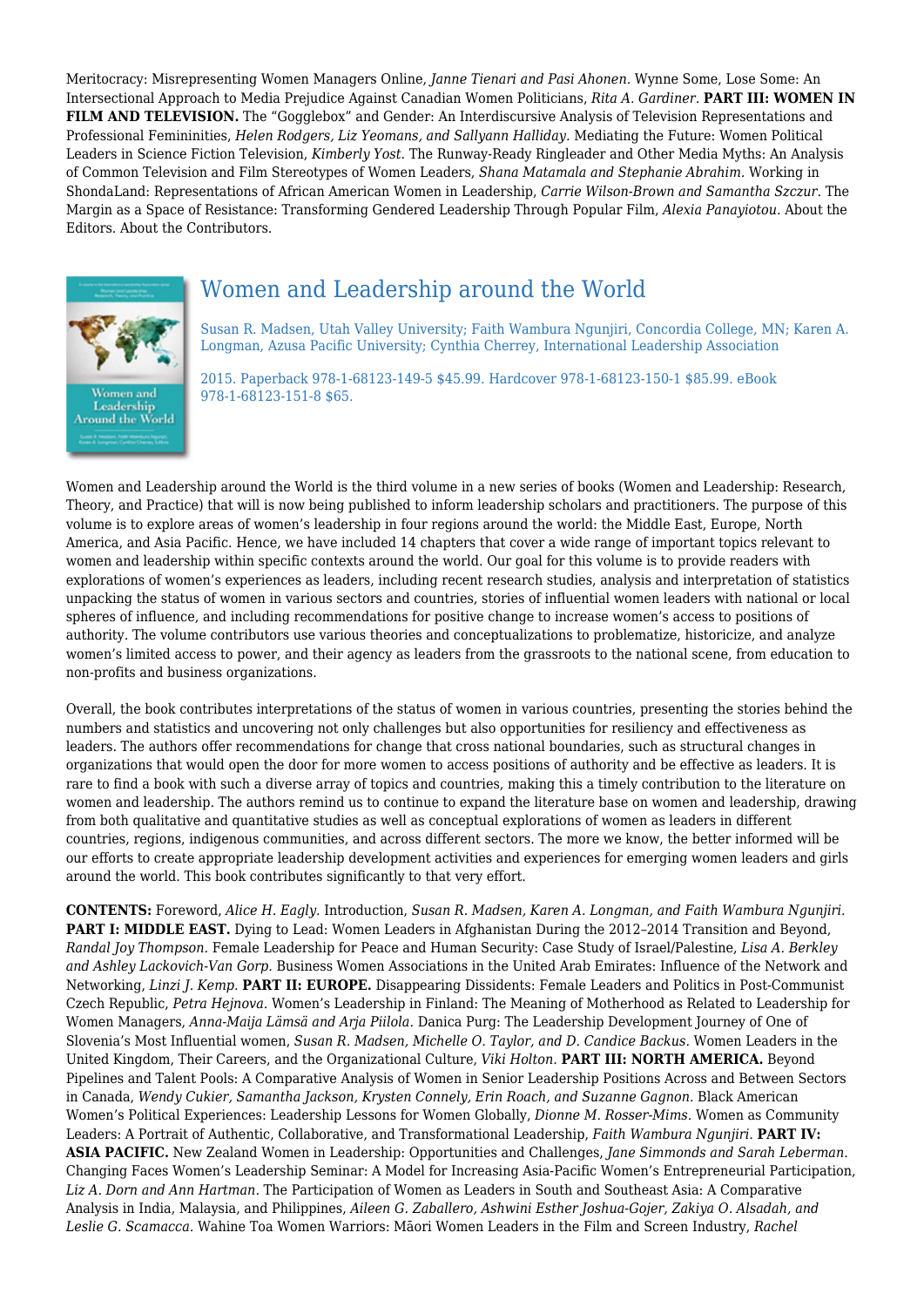Meritocracy: Misrepresenting Women Managers Online, *Janne Tienari and Pasi Ahonen.* Wynne Some, Lose Some: An Intersectional Approach to Media Prejudice Against Canadian Women Politicians, *Rita A. Gardiner.* **PART III: WOMEN IN FILM AND TELEVISION.** The "Gogglebox" and Gender: An Interdiscursive Analysis of Television Representations and Professional Femininities, *Helen Rodgers, Liz Yeomans, and Sallyann Halliday.* Mediating the Future: Women Political Leaders in Science Fiction Television, *Kimberly Yost.* The Runway-Ready Ringleader and Other Media Myths: An Analysis of Common Television and Film Stereotypes of Women Leaders, *Shana Matamala and Stephanie Abrahim.* Working in ShondaLand: Representations of African American Women in Leadership, *Carrie Wilson-Brown and Samantha Szczur.* The Margin as a Space of Resistance: Transforming Gendered Leadership Through Popular Film, *Alexia Panayiotou.* About the Editors. About the Contributors.

## Women and Leadership around the World

Susan R. Madsen, Utah Valley University; Faith Wambura Ngunjiri, Concordia College, MN; Karen A. Longman, Azusa Pacific University; Cynthia Cherrey, International Leadership Association

2015. Paperback 978-1-68123-149-5 $45.99. Hardcover 978-1-68123-150-1 $85.99. eBook 978-1-68123-151-8 $65.

Women and Leadership around the World is the third volume in a new series of books (Women and Leadership: Research, Theory, and Practice) that will is now being published to inform leadership scholars and practitioners. The purpose of this volume is to explore areas of women's leadership in four regions around the world: the Middle East, Europe, North America, and Asia Pacific. Hence, we have included 14 chapters that cover a wide range of important topics relevant to women and leadership within specific contexts around the world. Our goal for this volume is to provide readers with explorations of women's experiences as leaders, including recent research studies, analysis and interpretation of statistics unpacking the status of women in various sectors and countries, stories of influential women leaders with national or local spheres of influence, and including recommendations for positive change to increase women's access to positions of authority. The volume contributors use various theories and conceptualizations to problematize, historicize, and analyze women's limited access to power, and their agency as leaders from the grassroots to the national scene, from education to non-profits and business organizations.

Overall, the book contributes interpretations of the status of women in various countries, presenting the stories behind the numbers and statistics and uncovering not only challenges but also opportunities for resiliency and effectiveness as leaders. The authors offer recommendations for change that cross national boundaries, such as structural changes in organizations that would open the door for more women to access positions of authority and be effective as leaders. It is rare to find a book with such a diverse array of topics and countries, making this a timely contribution to the literature on women and leadership. The authors remind us to continue to expand the literature base on women and leadership, drawing from both qualitative and quantitative studies as well as conceptual explorations of women as leaders in different countries, regions, indigenous communities, and across different sectors. The more we know, the better informed will be our efforts to create appropriate leadership development activities and experiences for emerging women leaders and girls around the world. This book contributes significantly to that very effort.

**CONTENTS:** Foreword, *Alice H. Eagly.* Introduction, *Susan R. Madsen, Karen A. Longman, and Faith Wambura Ngunjiri.* **PART I: MIDDLE EAST.** Dying to Lead: Women Leaders in Afghanistan During the 2012–2014 Transition and Beyond, *Randal Joy Thompson.* Female Leadership for Peace and Human Security: Case Study of Israel/Palestine, *Lisa A. Berkley and Ashley Lackovich-Van Gorp.* Business Women Associations in the United Arab Emirates: Influence of the Network and Networking, *Linzi J. Kemp.* **PART II: EUROPE.** Disappearing Dissidents: Female Leaders and Politics in Post-Communist Czech Republic, *Petra Hejnova.* Women's Leadership in Finland: The Meaning of Motherhood as Related to Leadership for Women Managers, *Anna-Maija Lämsä and Arja Piilola.* Danica Purg: The Leadership Development Journey of One of Slovenia's Most Influential women, *Susan R. Madsen, Michelle O. Taylor, and D. Candice Backus.* Women Leaders in the United Kingdom, Their Careers, and the Organizational Culture, *Viki Holton.* **PART III: NORTH AMERICA.** Beyond Pipelines and Talent Pools: A Comparative Analysis of Women in Senior Leadership Positions Across and Between Sectors in Canada, *Wendy Cukier, Samantha Jackson, Krysten Connely, Erin Roach, and Suzanne Gagnon.* Black American Women's Political Experiences: Leadership Lessons for Women Globally, *Dionne M. Rosser-Mims.* Women as Community Leaders: A Portrait of Authentic, Collaborative, and Transformational Leadership, *Faith Wambura Ngunjiri.* **PART IV: ASIA PACIFIC.** New Zealand Women in Leadership: Opportunities and Challenges, *Jane Simmonds and Sarah Leberman.* Changing Faces Women's Leadership Seminar: A Model for Increasing Asia-Pacific Women's Entrepreneurial Participation, *Liz A. Dorn and Ann Hartman.* The Participation of Women as Leaders in South and Southeast Asia: A Comparative Analysis in India, Malaysia, and Philippines, *Aileen G. Zaballero, Ashwini Esther Joshua-Gojer, Zakiya O. Alsadah, and Leslie G. Scamacca.* Wahine Toa Women Warriors: Māori Women Leaders in the Film and Screen Industry, *Rachel*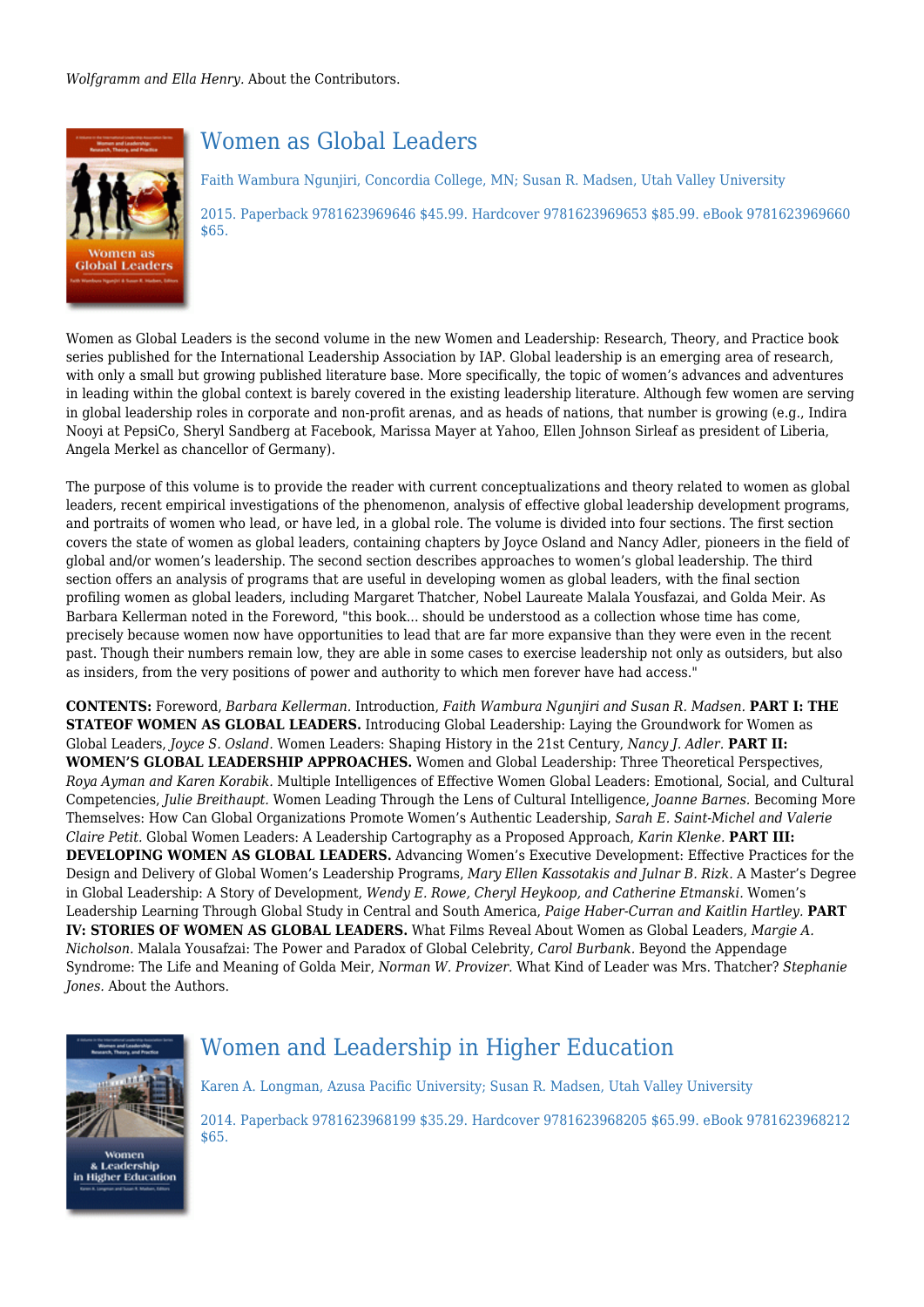*Wolfgramm and Ella Henry.* About the Contributors.

## Women as Global Leaders

Faith Wambura Ngunjiri, Concordia College, MN; Susan R. Madsen, Utah Valley University

2015. Paperback 9781623969646 $45.99. Hardcover 9781623969653 $85.99. eBook 9781623969660 $65.

Women as Global Leaders is the second volume in the new Women and Leadership: Research, Theory, and Practice book series published for the International Leadership Association by IAP. Global leadership is an emerging area of research, with only a small but growing published literature base. More specifically, the topic of women's advances and adventures in leading within the global context is barely covered in the existing leadership literature. Although few women are serving in global leadership roles in corporate and non-profit arenas, and as heads of nations, that number is growing (e.g., Indira Nooyi at PepsiCo, Sheryl Sandberg at Facebook, Marissa Mayer at Yahoo, Ellen Johnson Sirleaf as president of Liberia, Angela Merkel as chancellor of Germany).

The purpose of this volume is to provide the reader with current conceptualizations and theory related to women as global leaders, recent empirical investigations of the phenomenon, analysis of effective global leadership development programs, and portraits of women who lead, or have led, in a global role. The volume is divided into four sections. The first section covers the state of women as global leaders, containing chapters by Joyce Osland and Nancy Adler, pioneers in the field of global and/or women's leadership. The second section describes approaches to women's global leadership. The third section offers an analysis of programs that are useful in developing women as global leaders, with the final section profiling women as global leaders, including Margaret Thatcher, Nobel Laureate Malala Yousfazai, and Golda Meir. As Barbara Kellerman noted in the Foreword, "this book... should be understood as a collection whose time has come, precisely because women now have opportunities to lead that are far more expansive than they were even in the recent past. Though their numbers remain low, they are able in some cases to exercise leadership not only as outsiders, but also as insiders, from the very positions of power and authority to which men forever have had access."

**CONTENTS:** Foreword, *Barbara Kellerman.* Introduction, *Faith Wambura Ngunjiri and Susan R. Madsen.* **PART I: THE STATEOF WOMEN AS GLOBAL LEADERS.** Introducing Global Leadership: Laying the Groundwork for Women as Global Leaders, *Joyce S. Osland.* Women Leaders: Shaping History in the 21st Century, *Nancy J. Adler.* **PART II: WOMEN'S GLOBAL LEADERSHIP APPROACHES.** Women and Global Leadership: Three Theoretical Perspectives, *Roya Ayman and Karen Korabik.* Multiple Intelligences of Effective Women Global Leaders: Emotional, Social, and Cultural Competencies, *Julie Breithaupt.* Women Leading Through the Lens of Cultural Intelligence, *Joanne Barnes.* Becoming More Themselves: How Can Global Organizations Promote Women's Authentic Leadership, *Sarah E. Saint-Michel and Valerie Claire Petit.* Global Women Leaders: A Leadership Cartography as a Proposed Approach, *Karin Klenke.* **PART III: DEVELOPING WOMEN AS GLOBAL LEADERS.** Advancing Women's Executive Development: Effective Practices for the Design and Delivery of Global Women's Leadership Programs, *Mary Ellen Kassotakis and Julnar B. Rizk.* A Master's Degree in Global Leadership: A Story of Development, *Wendy E. Rowe, Cheryl Heykoop, and Catherine Etmanski.* Women's Leadership Learning Through Global Study in Central and South America, *Paige Haber-Curran and Kaitlin Hartley.* **PART IV: STORIES OF WOMEN AS GLOBAL LEADERS.** What Films Reveal About Women as Global Leaders, *Margie A. Nicholson.* Malala Yousafzai: The Power and Paradox of Global Celebrity, *Carol Burbank.* Beyond the Appendage Syndrome: The Life and Meaning of Golda Meir, *Norman W. Provizer.* What Kind of Leader was Mrs. Thatcher? *Stephanie Jones.* About the Authors.

## Women and Leadership in Higher Education

Karen A. Longman, Azusa Pacific University; Susan R. Madsen, Utah Valley University

2014. Paperback 9781623968199 $35.29. Hardcover 9781623968205 $65.99. eBook 9781623968212 $65.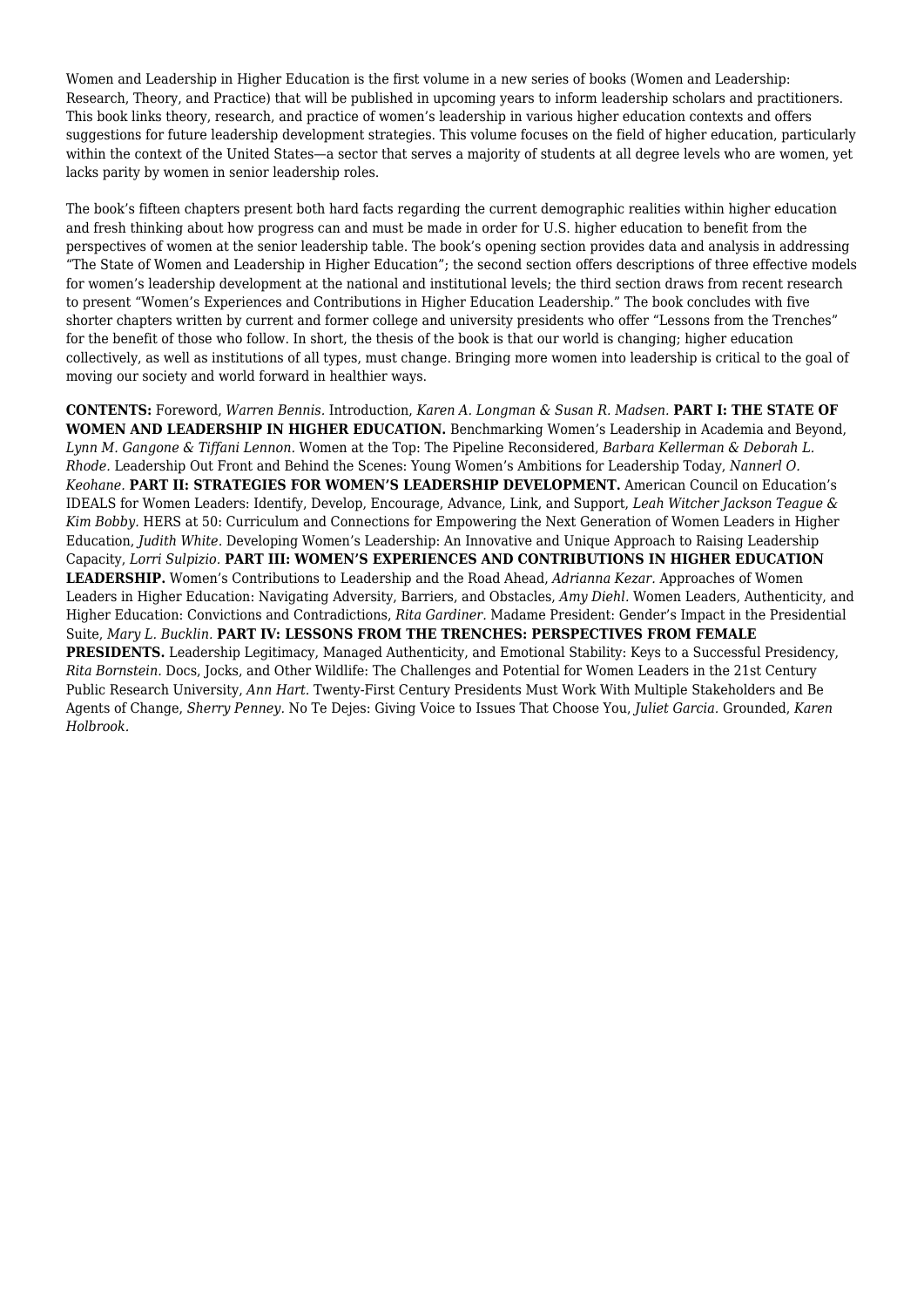Women and Leadership in Higher Education is the first volume in a new series of books (Women and Leadership: Research, Theory, and Practice) that will be published in upcoming years to inform leadership scholars and practitioners. This book links theory, research, and practice of women's leadership in various higher education contexts and offers suggestions for future leadership development strategies. This volume focuses on the field of higher education, particularly within the context of the United States—a sector that serves a majority of students at all degree levels who are women, yet lacks parity by women in senior leadership roles.

The book's fifteen chapters present both hard facts regarding the current demographic realities within higher education and fresh thinking about how progress can and must be made in order for U.S. higher education to benefit from the perspectives of women at the senior leadership table. The book's opening section provides data and analysis in addressing "The State of Women and Leadership in Higher Education"; the second section offers descriptions of three effective models for women's leadership development at the national and institutional levels; the third section draws from recent research to present "Women's Experiences and Contributions in Higher Education Leadership." The book concludes with five shorter chapters written by current and former college and university presidents who offer "Lessons from the Trenches" for the benefit of those who follow. In short, the thesis of the book is that our world is changing; higher education collectively, as well as institutions of all types, must change. Bringing more women into leadership is critical to the goal of moving our society and world forward in healthier ways.

**CONTENTS:** Foreword, *Warren Bennis.* Introduction, *Karen A. Longman & Susan R. Madsen.* **PART I: THE STATE OF WOMEN AND LEADERSHIP IN HIGHER EDUCATION.** Benchmarking Women's Leadership in Academia and Beyond, *Lynn M. Gangone & Tiffani Lennon.* Women at the Top: The Pipeline Reconsidered, *Barbara Kellerman & Deborah L. Rhode.* Leadership Out Front and Behind the Scenes: Young Women's Ambitions for Leadership Today, *Nannerl O. Keohane.* **PART II: STRATEGIES FOR WOMEN'S LEADERSHIP DEVELOPMENT.** American Council on Education's IDEALS for Women Leaders: Identify, Develop, Encourage, Advance, Link, and Support, *Leah Witcher Jackson Teague & Kim Bobby.* HERS at 50: Curriculum and Connections for Empowering the Next Generation of Women Leaders in Higher Education, *Judith White.* Developing Women's Leadership: An Innovative and Unique Approach to Raising Leadership Capacity, *Lorri Sulpizio.* **PART III: WOMEN'S EXPERIENCES AND CONTRIBUTIONS IN HIGHER EDUCATION LEADERSHIP.** Women's Contributions to Leadership and the Road Ahead, *Adrianna Kezar.* Approaches of Women Leaders in Higher Education: Navigating Adversity, Barriers, and Obstacles, *Amy Diehl.* Women Leaders, Authenticity, and Higher Education: Convictions and Contradictions, *Rita Gardiner.* Madame President: Gender's Impact in the Presidential Suite, *Mary L. Bucklin.* **PART IV: LESSONS FROM THE TRENCHES: PERSPECTIVES FROM FEMALE PRESIDENTS.** Leadership Legitimacy, Managed Authenticity, and Emotional Stability: Keys to a Successful Presidency, *Rita Bornstein.* Docs, Jocks, and Other Wildlife: The Challenges and Potential for Women Leaders in the 21st Century Public Research University, *Ann Hart.* Twenty-First Century Presidents Must Work With Multiple Stakeholders and Be Agents of Change, *Sherry Penney.* No Te Dejes: Giving Voice to Issues That Choose You, *Juliet Garcia.* Grounded, *Karen Holbrook.*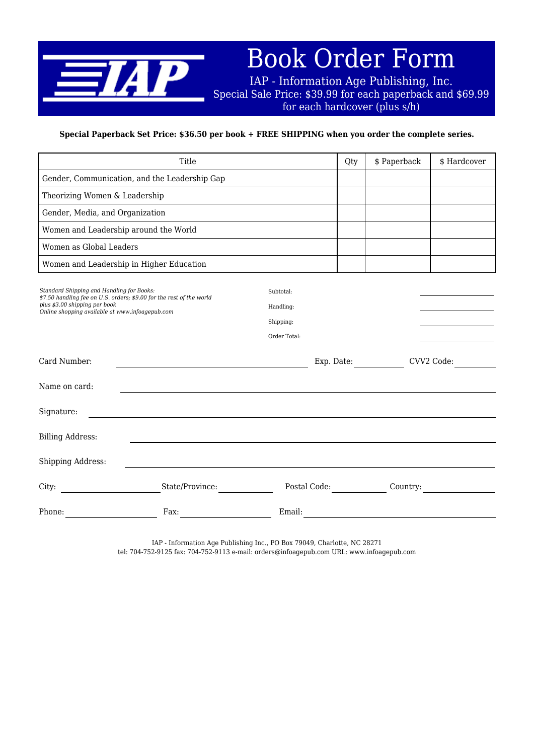# Book Order Form

IAP - Information Age Publishing, Inc.

Special Sale Price: $39.99 for each paperback and $69.99 for each hardcover (plus s/h)

**Special Paperback Set Price: $36.50 per book + FREE SHIPPING when you order the complete series.**

| Title | Qty | $ Paperback | $ Hardcover |
|---|---|---|---|
| Gender, Communication, and the Leadership Gap | | | |
| Theorizing Women & Leadership | | | |
| Gender, Media, and Organization | | | |
| Women and Leadership around the World | | | |
| Women as Global Leaders | | | |
| Women and Leadership in Higher Education | | | |

*Standard Shipping and Handling for Books:*
*$7.50 handling fee on U.S. orders; $9.00 for the rest of the world*
*plus $3.00 shipping per book*
*Online shopping available at www.infoagepub.com*

Subtotal: ____________

Handling: ____________

Shipping: ____________

Order Total: ____________

Card Number: ____________ Exp. Date: ____________ CVV2 Code: ____________

Name on card: ____________

Signature: ____________

Billing Address: ____________

Shipping Address: ____________

City: ____________ State/Province: ____________ Postal Code: ____________ Country: ____________

Phone: ____________ Fax: ____________ Email: ____________

IAP - Information Age Publishing Inc., PO Box 79049, Charlotte, NC 28271
tel: 704-752-9125 fax: 704-752-9113 e-mail: orders@infoagepub.com URL: www.infoagepub.com